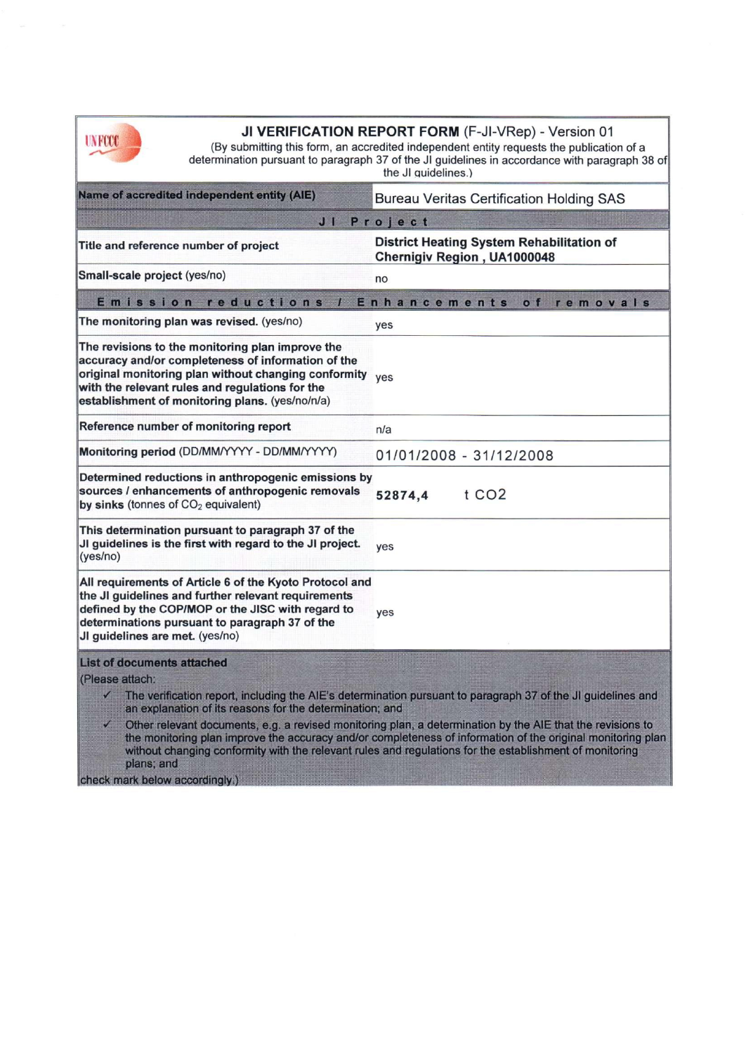# JI VERIFICATION REPORT FORM (F-JI-VRep) - Version 01

(By submitting this form, an accredited independent entity requests the publication of a determination pursuant to paragraph 37 of the JI guidelines in accordance with paragraph 38 of the JI guidelines.)

| **Name of accredited independent entity (AIE)** | Bureau Veritas Certification Holding SAS |
|---|---|
| **JI Project** | |
| **Title and reference number of project** | **District Heating System Rehabilitation of Chernigiv Region , UA1000048** |
| **Small-scale project** (yes/no) | no |
| **Emission reductions / Enhancements of removals** | |
| **The monitoring plan was revised.** (yes/no) | yes |
| **The revisions to the monitoring plan improve the accuracy and/or completeness of information of the original monitoring plan without changing conformity with the relevant rules and regulations for the establishment of monitoring plans.** (yes/no/n/a) | yes |
| **Reference number of monitoring report** | n/a |
| **Monitoring period** (DD/MM/YYYY - DD/MM/YYYY) | 01/01/2008 - 31/12/2008 |
| **Determined reductions in anthropogenic emissions by sources / enhancements of anthropogenic removals by sinks** (tonnes of $CO_2$ equivalent) | **52874,4** t CO2 |
| **This determination pursuant to paragraph 37 of the JI guidelines is the first with regard to the JI project.** (yes/no) | yes |
| **All requirements of Article 6 of the Kyoto Protocol and the JI guidelines and further relevant requirements defined by the COP/MOP or the JISC with regard to determinations pursuant to paragraph 37 of the JI guidelines are met.** (yes/no) | yes |

**List of documents attached**

(Please attach:

- ✓ The verification report, including the AIE's determination pursuant to paragraph 37 of the JI guidelines and an explanation of its reasons for the determination; and
- ✓ Other relevant documents, e.g. a revised monitoring plan, a determination by the AIE that the revisions to the monitoring plan improve the accuracy and/or completeness of information of the original monitoring plan without changing conformity with the relevant rules and regulations for the establishment of monitoring plans; and

check mark below accordingly.)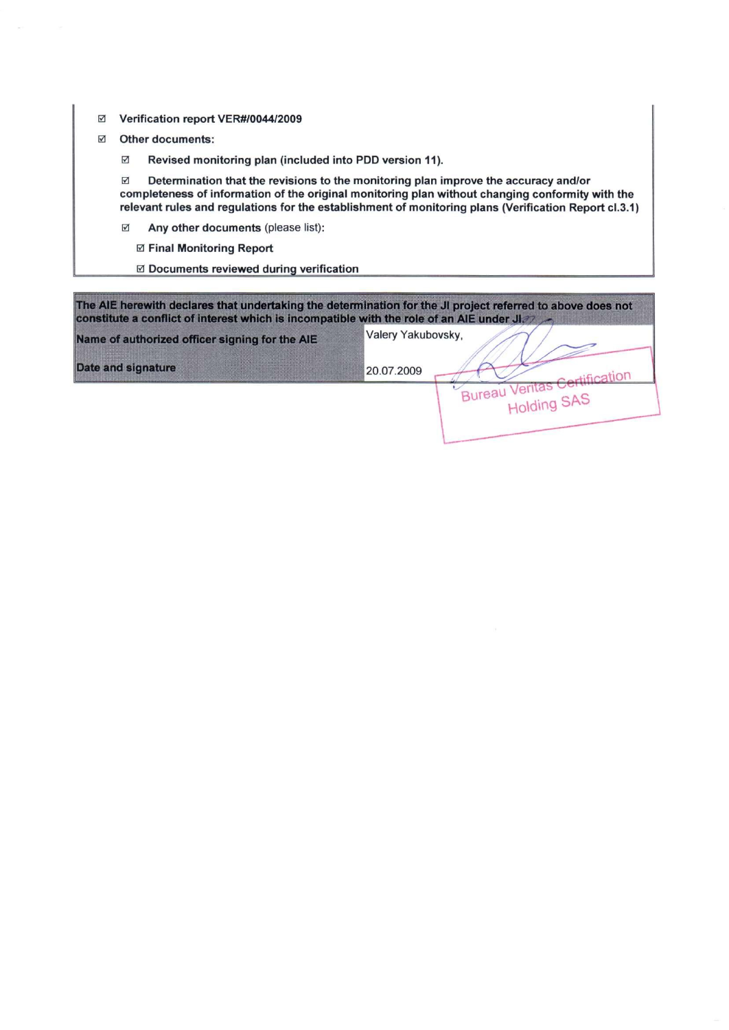- ☑ **Verification report VER#/0044/2009**
- ☑ **Other documents:**
  - ☑ **Revised monitoring plan (included into PDD version 11).**
  - ☑ **Determination that the revisions to the monitoring plan improve the accuracy and/or completeness of information of the original monitoring plan without changing conformity with the relevant rules and regulations for the establishment of monitoring plans (Verification Report cl.3.1)**
  - ☑ **Any other documents** (please list):
    - ☑ **Final Monitoring Report**
    - ☑ **Documents reviewed during verification**

| **The AIE herewith declares that undertaking the determination for the JI project referred to above does not constitute a conflict of interest which is incompatible with the role of an AIE under JI.** | |
|---|---|
| **Name of authorized officer signing for the AIE** | Valery Yakubovsky, |
| **Date and signature** | 20.07.2009 |

Bureau Veritas Certification Holding SAS